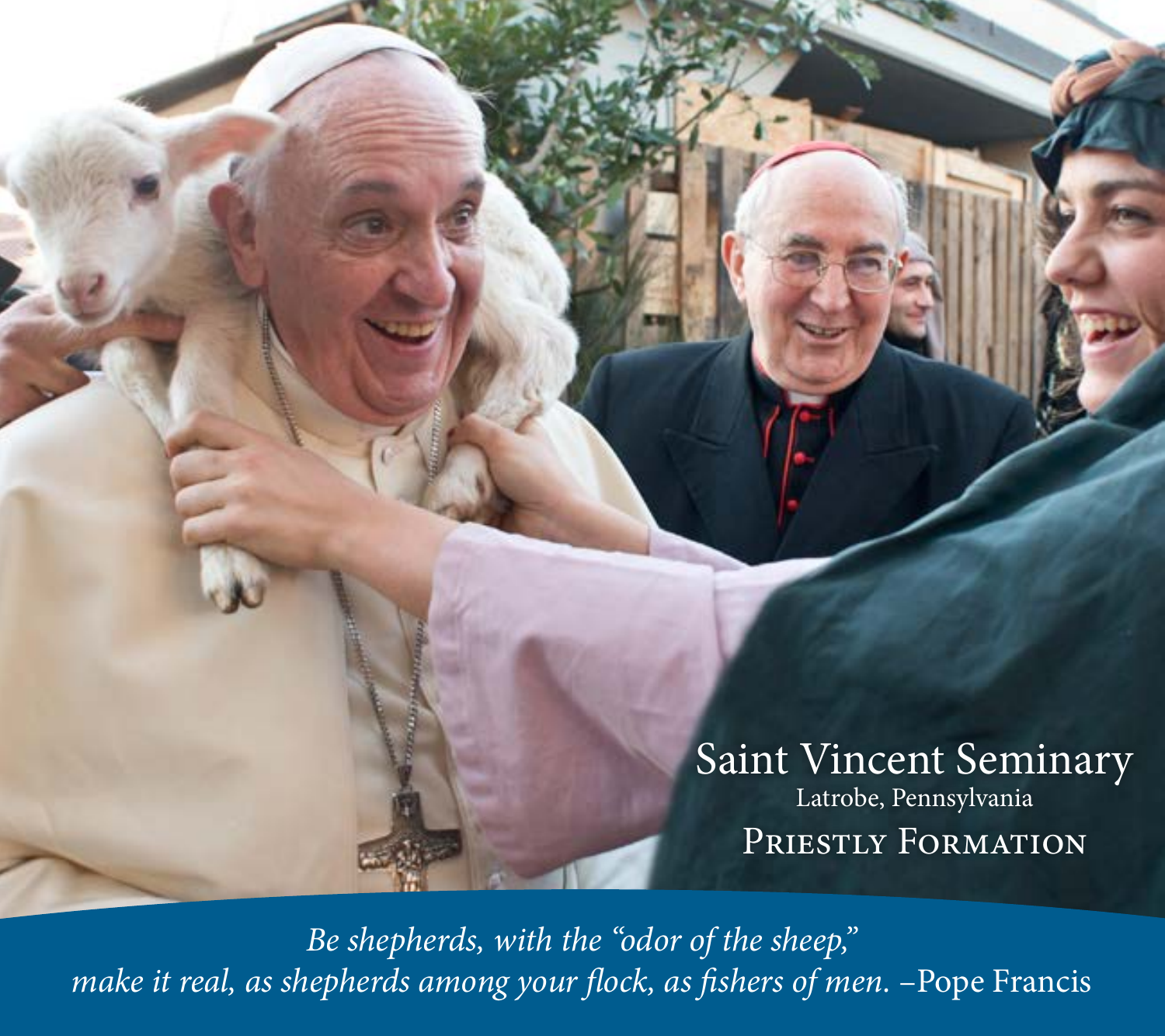# Saint Vincent Seminary

Latrobe, Pennsylvania

## Priestly Formation

*Be shepherds, with the "odor of the sheep," make it real, as shepherds among your flock, as fishers of men.* –Pope Francis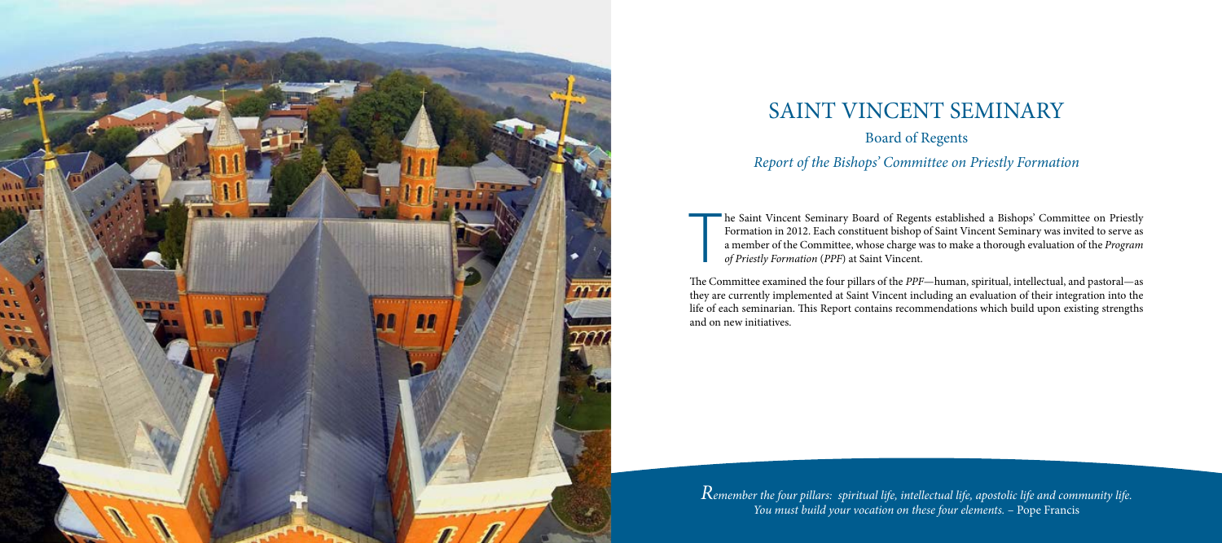# SAINT VINCENT SEMINARY

## Board of Regents

### *Report of the Bishops' Committee on Priestly Formation*

The Saint Vincent Seminary Board of Regents established a Bishops' Committee on Priestly Formation in 2012. Each constituent bishop of Saint Vincent Seminary was invited to serve as a member of the Committee, whose charge was to make a thorough evaluation of the *Program of Priestly Formation* (*PPF*) at Saint Vincent.

The Committee examined the four pillars of the *PPF*—human, spiritual, intellectual, and pastoral—as they are currently implemented at Saint Vincent including an evaluation of their integration into the life of each seminarian. This Report contains recommendations which build upon existing strengths and on new initiatives.

*Remember the four pillars: spiritual life, intellectual life, apostolic life and community life. You must build your vocation on these four elements.* – Pope Francis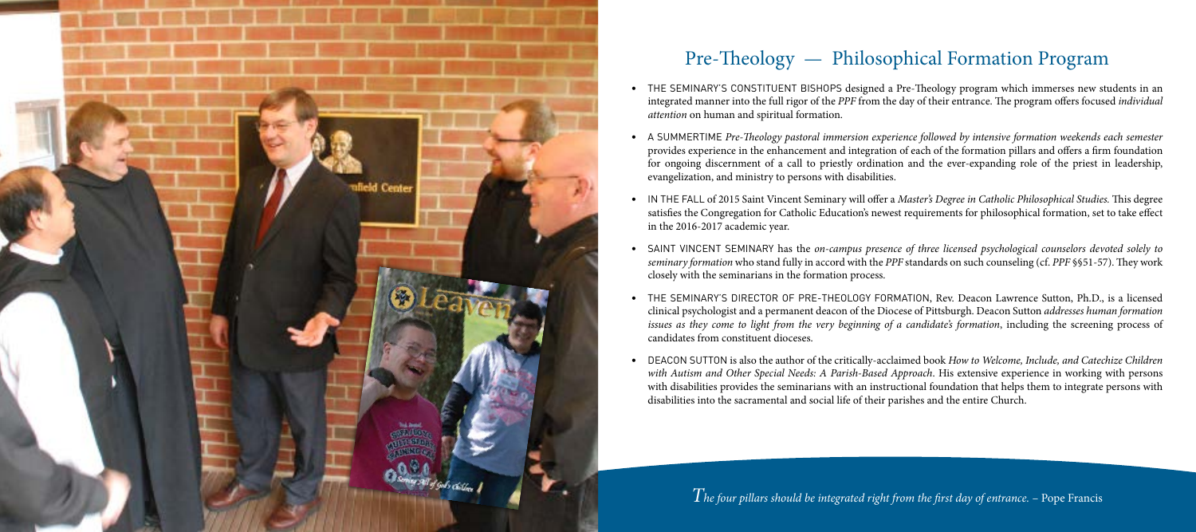## Pre-Theology — Philosophical Formation Program

- THE SEMINARY'S CONSTITUENT BISHOPS designed a Pre-Theology program which immerses new students in an integrated manner into the full rigor of the *PPF* from the day of their entrance. The program offers focused *individual attention* on human and spiritual formation.
- A SUMMERTIME *Pre-Theology pastoral immersion experience followed by intensive formation weekends each semester* provides experience in the enhancement and integration of each of the formation pillars and offers a firm foundation for ongoing discernment of a call to priestly ordination and the ever-expanding role of the priest in leadership, evangelization, and ministry to persons with disabilities.
- IN THE FALL of 2015 Saint Vincent Seminary will offer a *Master's Degree in Catholic Philosophical Studies.* This degree satisfies the Congregation for Catholic Education's newest requirements for philosophical formation, set to take effect in the 2016-2017 academic year.
- SAINT VINCENT SEMINARY has the *on-campus presence of three licensed psychological counselors devoted solely to seminary formation* who stand fully in accord with the *PPF* standards on such counseling (cf. *PPF* §§51-57). They work closely with the seminarians in the formation process.
- THE SEMINARY'S DIRECTOR OF PRE-THEOLOGY FORMATION, Rev. Deacon Lawrence Sutton, Ph.D., is a licensed clinical psychologist and a permanent deacon of the Diocese of Pittsburgh. Deacon Sutton *addresses human formation issues as they come to light from the very beginning of a candidate's formation*, including the screening process of candidates from constituent dioceses.
- DEACON SUTTON is also the author of the critically-acclaimed book *How to Welcome, Include, and Catechize Children with Autism and Other Special Needs: A Parish-Based Approach*. His extensive experience in working with persons with disabilities provides the seminarians with an instructional foundation that helps them to integrate persons with disabilities into the sacramental and social life of their parishes and the entire Church.

*The four pillars should be integrated right from the first day of entrance.* – Pope Francis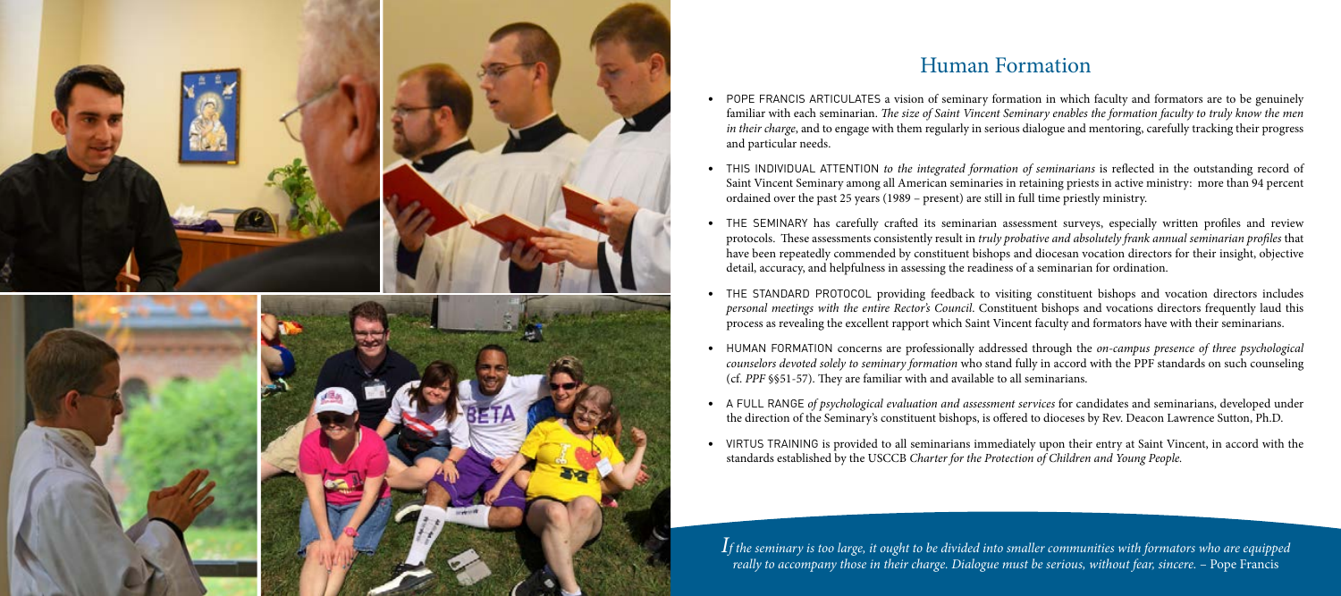# Human Formation

- POPE FRANCIS ARTICULATES a vision of seminary formation in which faculty and formators are to be genuinely familiar with each seminarian. *The size of Saint Vincent Seminary enables the formation faculty to truly know the men in their charge*, and to engage with them regularly in serious dialogue and mentoring, carefully tracking their progress and particular needs.
- THIS INDIVIDUAL ATTENTION *to the integrated formation of seminarians* is reflected in the outstanding record of Saint Vincent Seminary among all American seminaries in retaining priests in active ministry: more than 94 percent ordained over the past 25 years (1989 – present) are still in full time priestly ministry.
- THE SEMINARY has carefully crafted its seminarian assessment surveys, especially written profiles and review protocols. These assessments consistently result in *truly probative and absolutely frank annual seminarian profiles* that have been repeatedly commended by constituent bishops and diocesan vocation directors for their insight, objective detail, accuracy, and helpfulness in assessing the readiness of a seminarian for ordination.
- THE STANDARD PROTOCOL providing feedback to visiting constituent bishops and vocation directors includes *personal meetings with the entire Rector's Council*. Constituent bishops and vocations directors frequently laud this process as revealing the excellent rapport which Saint Vincent faculty and formators have with their seminarians.
- HUMAN FORMATION concerns are professionally addressed through the *on-campus presence of three psychological counselors devoted solely to seminary formation* who stand fully in accord with the PPF standards on such counseling (cf. *PPF* §§51-57). They are familiar with and available to all seminarians.
- A FULL RANGE *of psychological evaluation and assessment services* for candidates and seminarians, developed under the direction of the Seminary's constituent bishops, is offered to dioceses by Rev. Deacon Lawrence Sutton, Ph.D.
- VIRTUS TRAINING is provided to all seminarians immediately upon their entry at Saint Vincent, in accord with the standards established by the USCCB *Charter for the Protection of Children and Young People.*

*If the seminary is too large, it ought to be divided into smaller communities with formators who are equipped really to accompany those in their charge. Dialogue must be serious, without fear, sincere.* – Pope Francis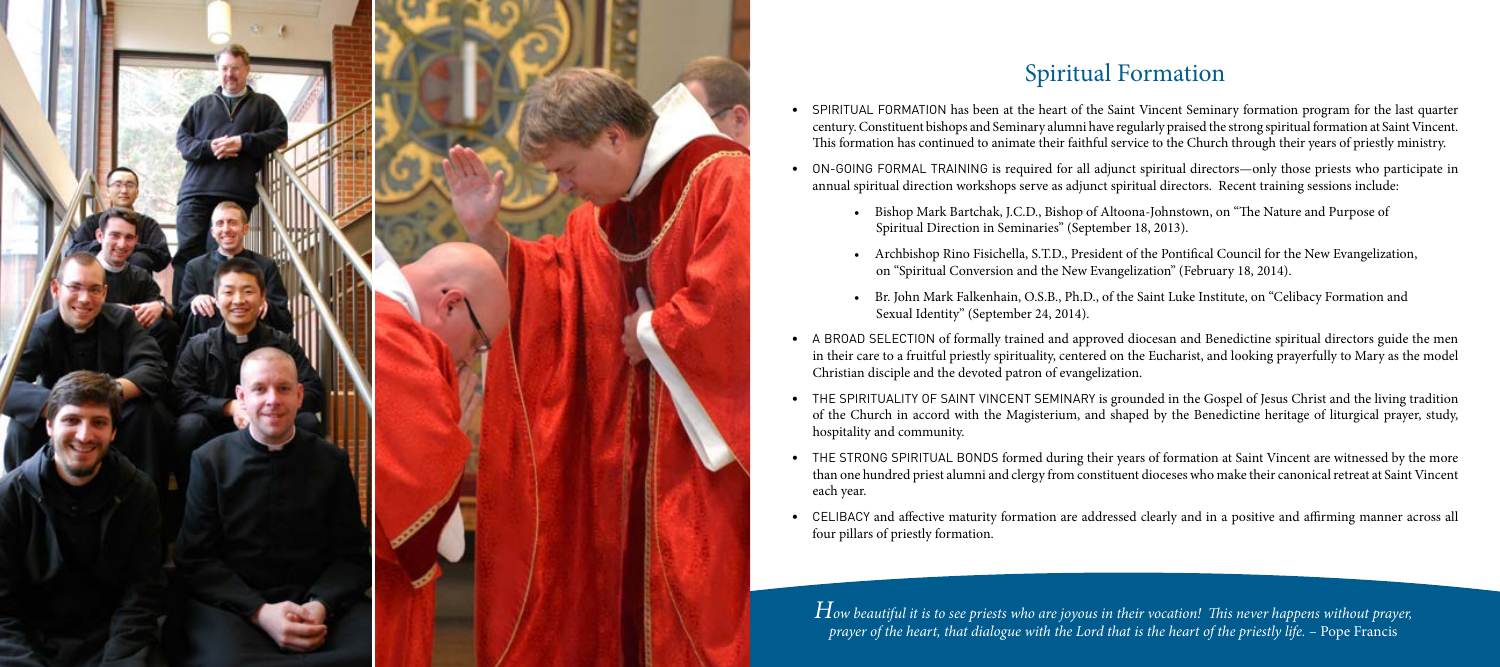# Spiritual Formation

- SPIRITUAL FORMATION has been at the heart of the Saint Vincent Seminary formation program for the last quarter century. Constituent bishops and Seminary alumni have regularly praised the strong spiritual formation at Saint Vincent. This formation has continued to animate their faithful service to the Church through their years of priestly ministry.
- ON-GOING FORMAL TRAINING is required for all adjunct spiritual directors—only those priests who participate in annual spiritual direction workshops serve as adjunct spiritual directors. Recent training sessions include:
  - Bishop Mark Bartchak, J.C.D., Bishop of Altoona-Johnstown, on "The Nature and Purpose of Spiritual Direction in Seminaries" (September 18, 2013).
  - Archbishop Rino Fisichella, S.T.D., President of the Pontifical Council for the New Evangelization, on "Spiritual Conversion and the New Evangelization" (February 18, 2014).
  - Br. John Mark Falkenhain, O.S.B., Ph.D., of the Saint Luke Institute, on "Celibacy Formation and Sexual Identity" (September 24, 2014).
- A BROAD SELECTION of formally trained and approved diocesan and Benedictine spiritual directors guide the men in their care to a fruitful priestly spirituality, centered on the Eucharist, and looking prayerfully to Mary as the model Christian disciple and the devoted patron of evangelization.
- THE SPIRITUALITY OF SAINT VINCENT SEMINARY is grounded in the Gospel of Jesus Christ and the living tradition of the Church in accord with the Magisterium, and shaped by the Benedictine heritage of liturgical prayer, study, hospitality and community.
- THE STRONG SPIRITUAL BONDS formed during their years of formation at Saint Vincent are witnessed by the more than one hundred priest alumni and clergy from constituent dioceses who make their canonical retreat at Saint Vincent each year.
- CELIBACY and affective maturity formation are addressed clearly and in a positive and affirming manner across all four pillars of priestly formation.

*How beautiful it is to see priests who are joyous in their vocation! This never happens without prayer, prayer of the heart, that dialogue with the Lord that is the heart of the priestly life.* – Pope Francis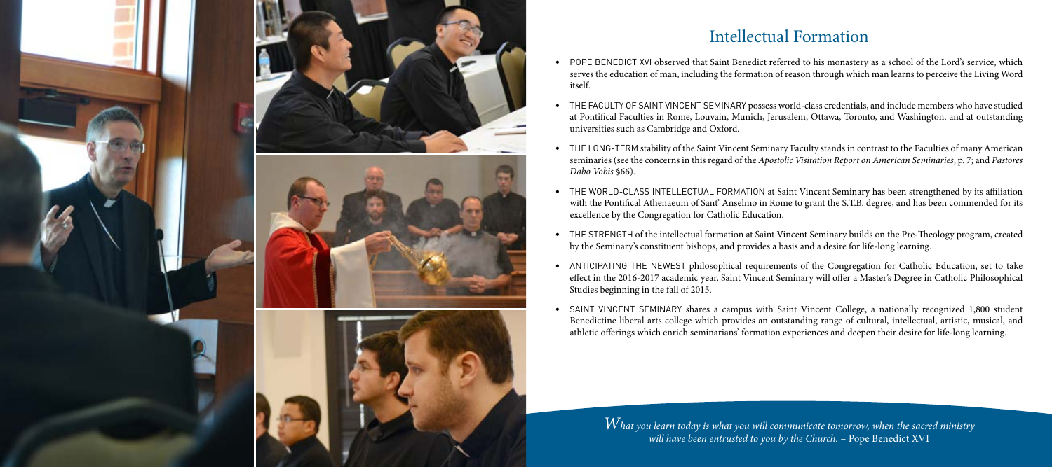# Intellectual Formation

- POPE BENEDICT XVI observed that Saint Benedict referred to his monastery as a school of the Lord's service, which serves the education of man, including the formation of reason through which man learns to perceive the Living Word itself.
- THE FACULTY OF SAINT VINCENT SEMINARY possess world-class credentials, and include members who have studied at Pontifical Faculties in Rome, Louvain, Munich, Jerusalem, Ottawa, Toronto, and Washington, and at outstanding universities such as Cambridge and Oxford.
- THE LONG-TERM stability of the Saint Vincent Seminary Faculty stands in contrast to the Faculties of many American seminaries (see the concerns in this regard of the *Apostolic Visitation Report on American Seminaries*, p. 7; and *Pastores Dabo Vobis* §66).
- THE WORLD-CLASS INTELLECTUAL FORMATION at Saint Vincent Seminary has been strengthened by its affiliation with the Pontifical Athenaeum of Sant' Anselmo in Rome to grant the S.T.B. degree, and has been commended for its excellence by the Congregation for Catholic Education.
- THE STRENGTH of the intellectual formation at Saint Vincent Seminary builds on the Pre-Theology program, created by the Seminary's constituent bishops, and provides a basis and a desire for life-long learning.
- ANTICIPATING THE NEWEST philosophical requirements of the Congregation for Catholic Education, set to take effect in the 2016-2017 academic year, Saint Vincent Seminary will offer a Master's Degree in Catholic Philosophical Studies beginning in the fall of 2015.
- SAINT VINCENT SEMINARY shares a campus with Saint Vincent College, a nationally recognized 1,800 student Benedictine liberal arts college which provides an outstanding range of cultural, intellectual, artistic, musical, and athletic offerings which enrich seminarians' formation experiences and deepen their desire for life-long learning.

*What you learn today is what you will communicate tomorrow, when the sacred ministry will have been entrusted to you by the Church.* – Pope Benedict XVI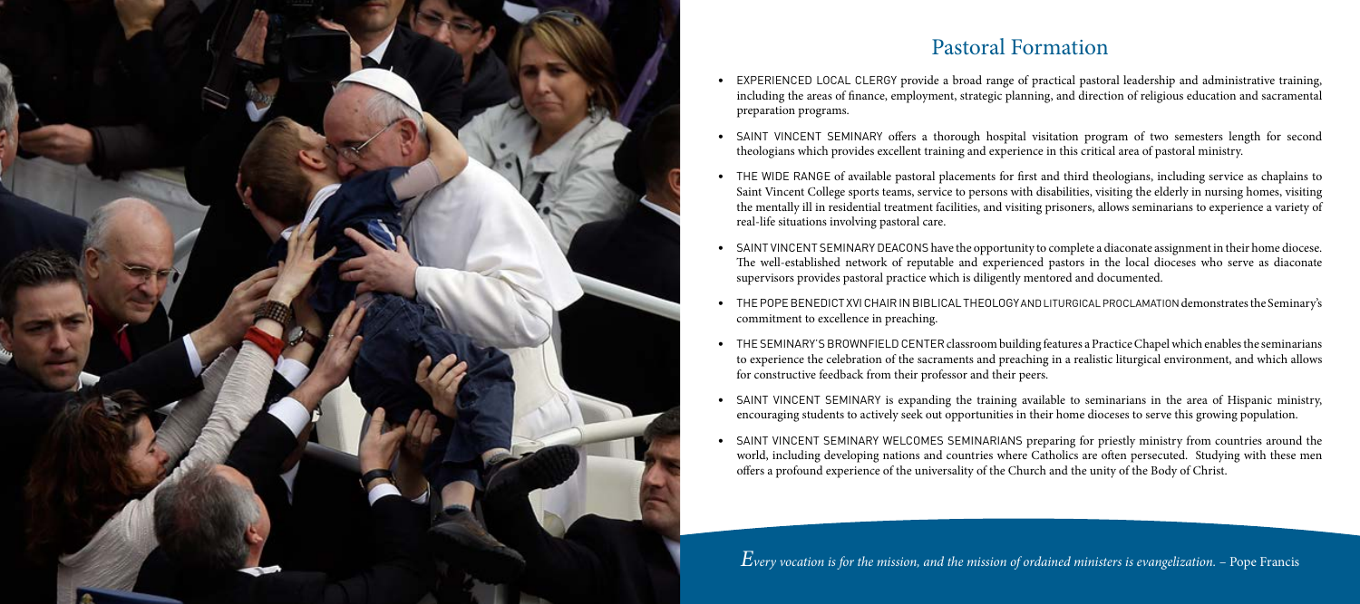## Pastoral Formation

- EXPERIENCED LOCAL CLERGY provide a broad range of practical pastoral leadership and administrative training, including the areas of finance, employment, strategic planning, and direction of religious education and sacramental preparation programs.
- SAINT VINCENT SEMINARY offers a thorough hospital visitation program of two semesters length for second theologians which provides excellent training and experience in this critical area of pastoral ministry.
- THE WIDE RANGE of available pastoral placements for first and third theologians, including service as chaplains to Saint Vincent College sports teams, service to persons with disabilities, visiting the elderly in nursing homes, visiting the mentally ill in residential treatment facilities, and visiting prisoners, allows seminarians to experience a variety of real-life situations involving pastoral care.
- SAINT VINCENT SEMINARY DEACONS have the opportunity to complete a diaconate assignment in their home diocese. The well-established network of reputable and experienced pastors in the local dioceses who serve as diaconate supervisors provides pastoral practice which is diligently mentored and documented.
- THE POPE BENEDICT XVI CHAIR IN BIBLICAL THEOLOGY AND LITURGICAL PROCLAMATION demonstrates the Seminary's commitment to excellence in preaching.
- THE SEMINARY'S BROWNFIELD CENTER classroom building features a Practice Chapel which enables the seminarians to experience the celebration of the sacraments and preaching in a realistic liturgical environment, and which allows for constructive feedback from their professor and their peers.
- SAINT VINCENT SEMINARY is expanding the training available to seminarians in the area of Hispanic ministry, encouraging students to actively seek out opportunities in their home dioceses to serve this growing population.
- SAINT VINCENT SEMINARY WELCOMES SEMINARIANS preparing for priestly ministry from countries around the world, including developing nations and countries where Catholics are often persecuted. Studying with these men offers a profound experience of the universality of the Church and the unity of the Body of Christ.

*Every vocation is for the mission, and the mission of ordained ministers is evangelization.* – Pope Francis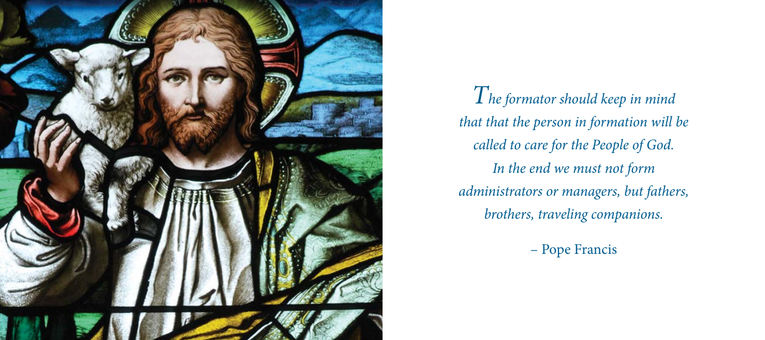*The formator should keep in mind that that the person in formation will be called to care for the People of God. In the end we must not form administrators or managers, but fathers, brothers, traveling companions.*

– Pope Francis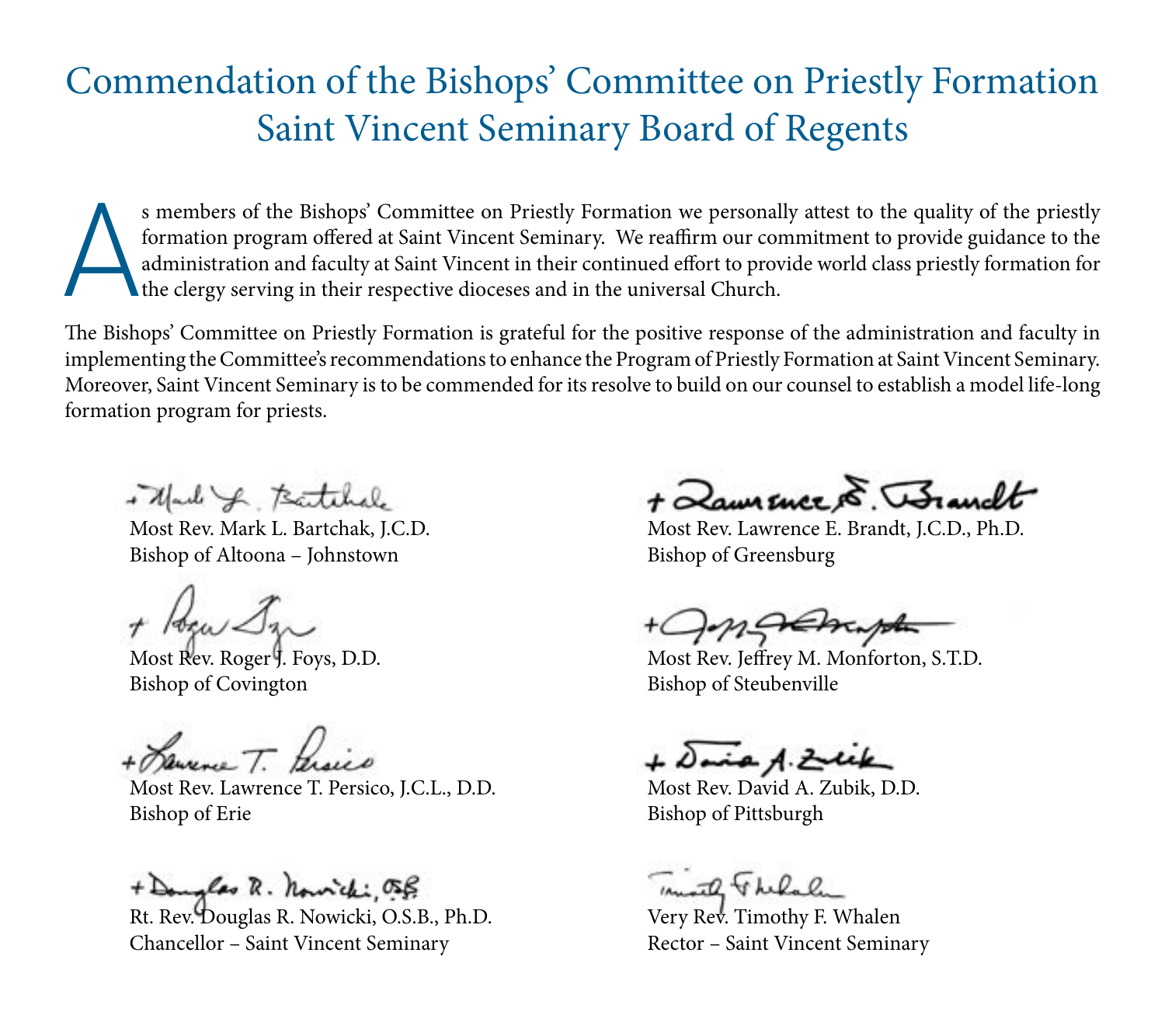# Commendation of the Bishops' Committee on Priestly Formation
# Saint Vincent Seminary Board of Regents

As members of the Bishops' Committee on Priestly Formation we personally attest to the quality of the priestly formation program offered at Saint Vincent Seminary. We reaffirm our commitment to provide guidance to the administration and faculty at Saint Vincent in their continued effort to provide world class priestly formation for the clergy serving in their respective dioceses and in the universal Church.

The Bishops' Committee on Priestly Formation is grateful for the positive response of the administration and faculty in implementing the Committee's recommendations to enhance the Program of Priestly Formation at Saint Vincent Seminary. Moreover, Saint Vincent Seminary is to be commended for its resolve to build on our counsel to establish a model life-long formation program for priests.

Most Rev. Mark L. Bartchak, J.C.D.
Bishop of Altoona – Johnstown

Most Rev. Roger J. Foys, D.D.
Bishop of Covington

Most Rev. Lawrence T. Persico, J.C.L., D.D.
Bishop of Erie

Rt. Rev. Douglas R. Nowicki, O.S.B., Ph.D.
Chancellor – Saint Vincent Seminary

Most Rev. Lawrence E. Brandt, J.C.D., Ph.D.
Bishop of Greensburg

Most Rev. Jeffrey M. Monforton, S.T.D.
Bishop of Steubenville

Most Rev. David A. Zubik, D.D.
Bishop of Pittsburgh

Very Rev. Timothy F. Whalen
Rector – Saint Vincent Seminary